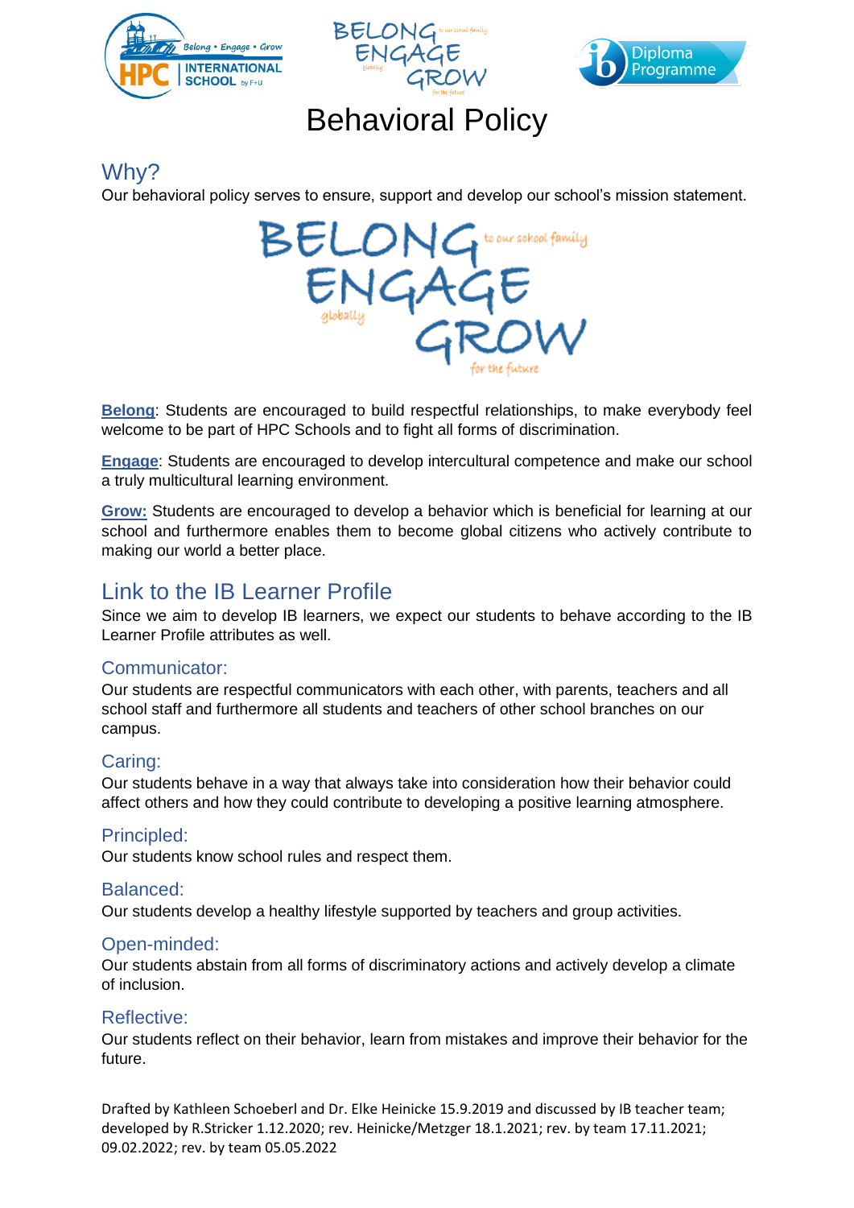# Behavioral Policy

## Why?

Our behavioral policy serves to ensure, support and develop our school's mission statement.

BELONG to our school family
ENGAGE globally
GROW for the future

**Belong**: Students are encouraged to build respectful relationships, to make everybody feel welcome to be part of HPC Schools and to fight all forms of discrimination.

**Engage**: Students are encouraged to develop intercultural competence and make our school a truly multicultural learning environment.

**Grow:** Students are encouraged to develop a behavior which is beneficial for learning at our school and furthermore enables them to become global citizens who actively contribute to making our world a better place.

## Link to the IB Learner Profile

Since we aim to develop IB learners, we expect our students to behave according to the IB Learner Profile attributes as well.

### Communicator:

Our students are respectful communicators with each other, with parents, teachers and all school staff and furthermore all students and teachers of other school branches on our campus.

### Caring:

Our students behave in a way that always take into consideration how their behavior could affect others and how they could contribute to developing a positive learning atmosphere.

### Principled:

Our students know school rules and respect them.

### Balanced:

Our students develop a healthy lifestyle supported by teachers and group activities.

### Open-minded:

Our students abstain from all forms of discriminatory actions and actively develop a climate of inclusion.

### Reflective:

Our students reflect on their behavior, learn from mistakes and improve their behavior for the future.

Drafted by Kathleen Schoeberl and Dr. Elke Heinicke 15.9.2019 and discussed by IB teacher team; developed by R.Stricker 1.12.2020; rev. Heinicke/Metzger 18.1.2021; rev. by team 17.11.2021; 09.02.2022; rev. by team 05.05.2022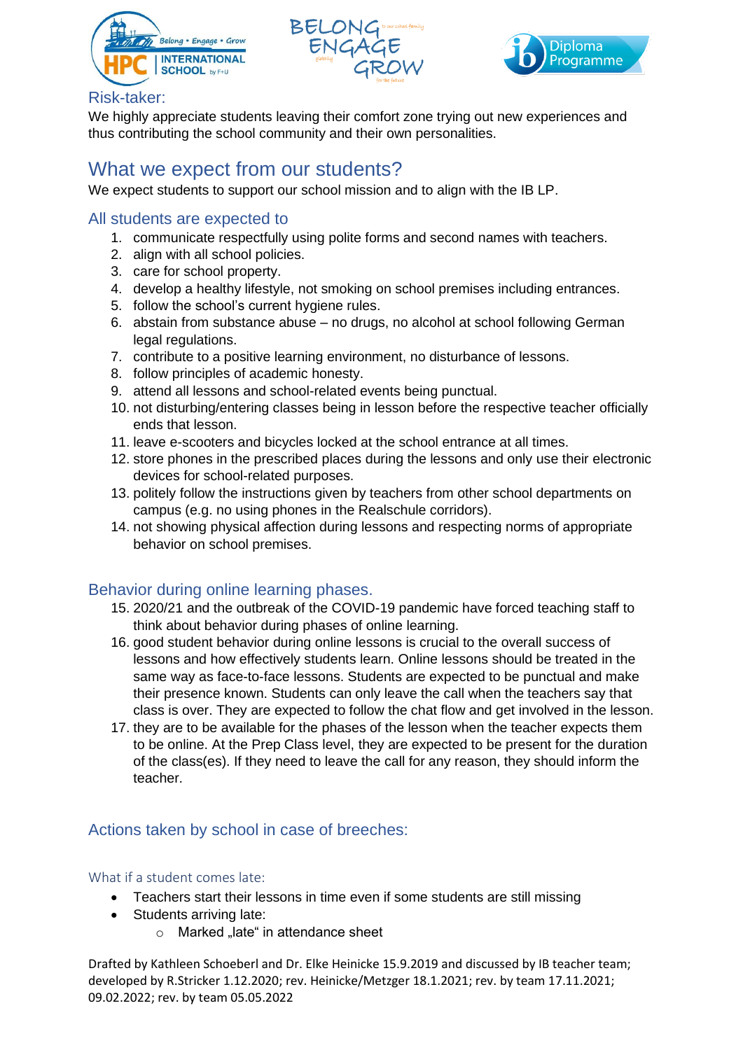### Risk-taker:

We highly appreciate students leaving their comfort zone trying out new experiences and thus contributing the school community and their own personalities.

## What we expect from our students?

We expect students to support our school mission and to align with the IB LP.

### All students are expected to

1. communicate respectfully using polite forms and second names with teachers.
2. align with all school policies.
3. care for school property.
4. develop a healthy lifestyle, not smoking on school premises including entrances.
5. follow the school's current hygiene rules.
6. abstain from substance abuse – no drugs, no alcohol at school following German legal regulations.
7. contribute to a positive learning environment, no disturbance of lessons.
8. follow principles of academic honesty.
9. attend all lessons and school-related events being punctual.
10. not disturbing/entering classes being in lesson before the respective teacher officially ends that lesson.
11. leave e-scooters and bicycles locked at the school entrance at all times.
12. store phones in the prescribed places during the lessons and only use their electronic devices for school-related purposes.
13. politely follow the instructions given by teachers from other school departments on campus (e.g. no using phones in the Realschule corridors).
14. not showing physical affection during lessons and respecting norms of appropriate behavior on school premises.

### Behavior during online learning phases.

15. 2020/21 and the outbreak of the COVID-19 pandemic have forced teaching staff to think about behavior during phases of online learning.
16. good student behavior during online lessons is crucial to the overall success of lessons and how effectively students learn. Online lessons should be treated in the same way as face-to-face lessons. Students are expected to be punctual and make their presence known. Students can only leave the call when the teachers say that class is over. They are expected to follow the chat flow and get involved in the lesson.
17. they are to be available for the phases of the lesson when the teacher expects them to be online. At the Prep Class level, they are expected to be present for the duration of the class(es). If they need to leave the call for any reason, they should inform the teacher.

### Actions taken by school in case of breeches:

#### What if a student comes late:

- Teachers start their lessons in time even if some students are still missing
- Students arriving late:
  - Marked „late" in attendance sheet

Drafted by Kathleen Schoeberl and Dr. Elke Heinicke 15.9.2019 and discussed by IB teacher team; developed by R.Stricker 1.12.2020; rev. Heinicke/Metzger 18.1.2021; rev. by team 17.11.2021; 09.02.2022; rev. by team 05.05.2022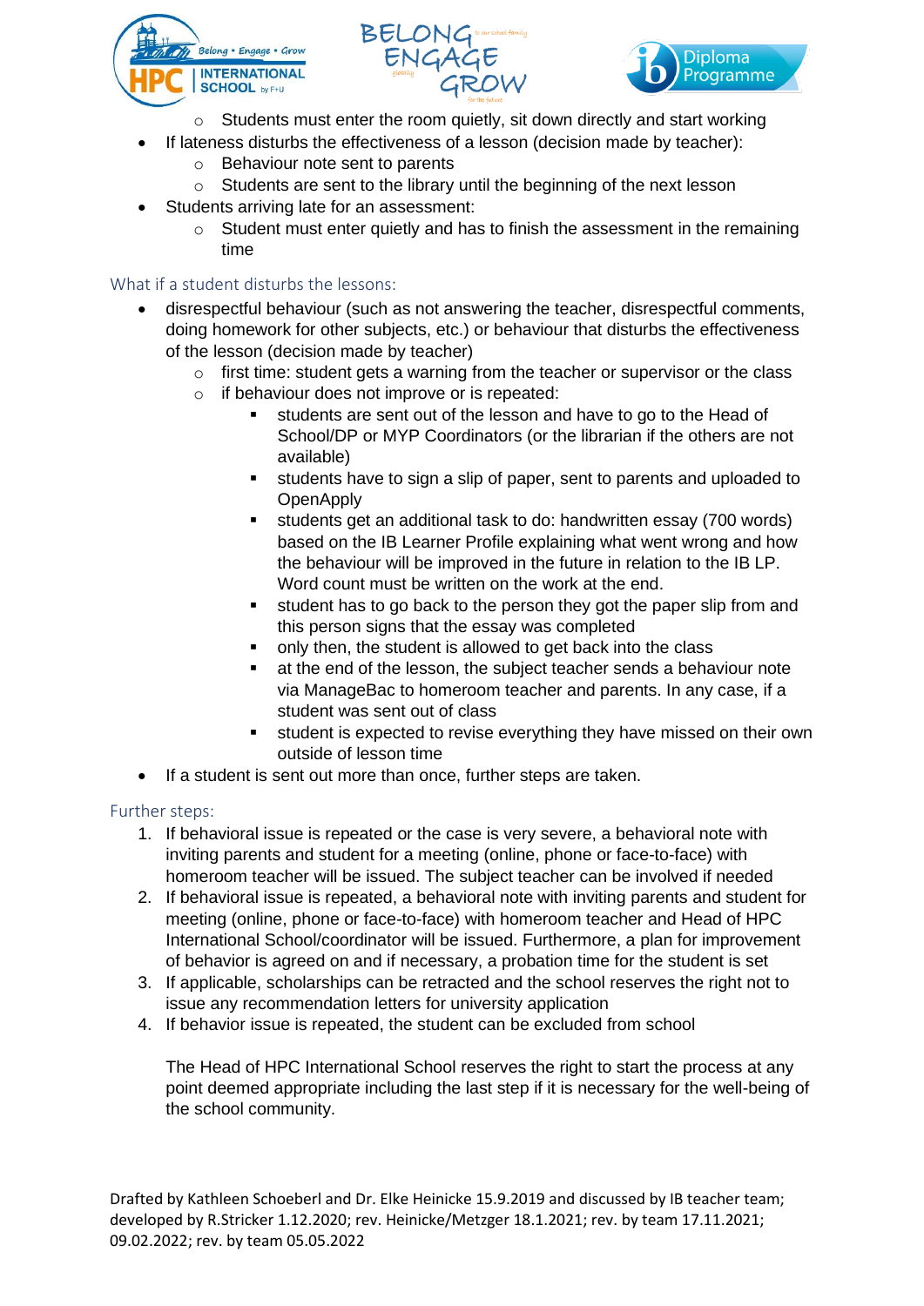- Students must enter the room quietly, sit down directly and start working
- If lateness disturbs the effectiveness of a lesson (decision made by teacher):
    - Behaviour note sent to parents
    - Students are sent to the library until the beginning of the next lesson
- Students arriving late for an assessment:
    - Student must enter quietly and has to finish the assessment in the remaining time

### What if a student disturbs the lessons:

- disrespectful behaviour (such as not answering the teacher, disrespectful comments, doing homework for other subjects, etc.) or behaviour that disturbs the effectiveness of the lesson (decision made by teacher)
    - first time: student gets a warning from the teacher or supervisor or the class
    - if behaviour does not improve or is repeated:
        - students are sent out of the lesson and have to go to the Head of School/DP or MYP Coordinators (or the librarian if the others are not available)
        - students have to sign a slip of paper, sent to parents and uploaded to OpenApply
        - students get an additional task to do: handwritten essay (700 words) based on the IB Learner Profile explaining what went wrong and how the behaviour will be improved in the future in relation to the IB LP. Word count must be written on the work at the end.
        - student has to go back to the person they got the paper slip from and this person signs that the essay was completed
        - only then, the student is allowed to get back into the class
        - at the end of the lesson, the subject teacher sends a behaviour note via ManageBac to homeroom teacher and parents. In any case, if a student was sent out of class
        - student is expected to revise everything they have missed on their own outside of lesson time
- If a student is sent out more than once, further steps are taken.

### Further steps:

1. If behavioral issue is repeated or the case is very severe, a behavioral note with inviting parents and student for a meeting (online, phone or face-to-face) with homeroom teacher will be issued. The subject teacher can be involved if needed
2. If behavioral issue is repeated, a behavioral note with inviting parents and student for meeting (online, phone or face-to-face) with homeroom teacher and Head of HPC International School/coordinator will be issued. Furthermore, a plan for improvement of behavior is agreed on and if necessary, a probation time for the student is set
3. If applicable, scholarships can be retracted and the school reserves the right not to issue any recommendation letters for university application
4. If behavior issue is repeated, the student can be excluded from school

   The Head of HPC International School reserves the right to start the process at any point deemed appropriate including the last step if it is necessary for the well-being of the school community.

Drafted by Kathleen Schoeberl and Dr. Elke Heinicke 15.9.2019 and discussed by IB teacher team; developed by R.Stricker 1.12.2020; rev. Heinicke/Metzger 18.1.2021; rev. by team 17.11.2021; 09.02.2022; rev. by team 05.05.2022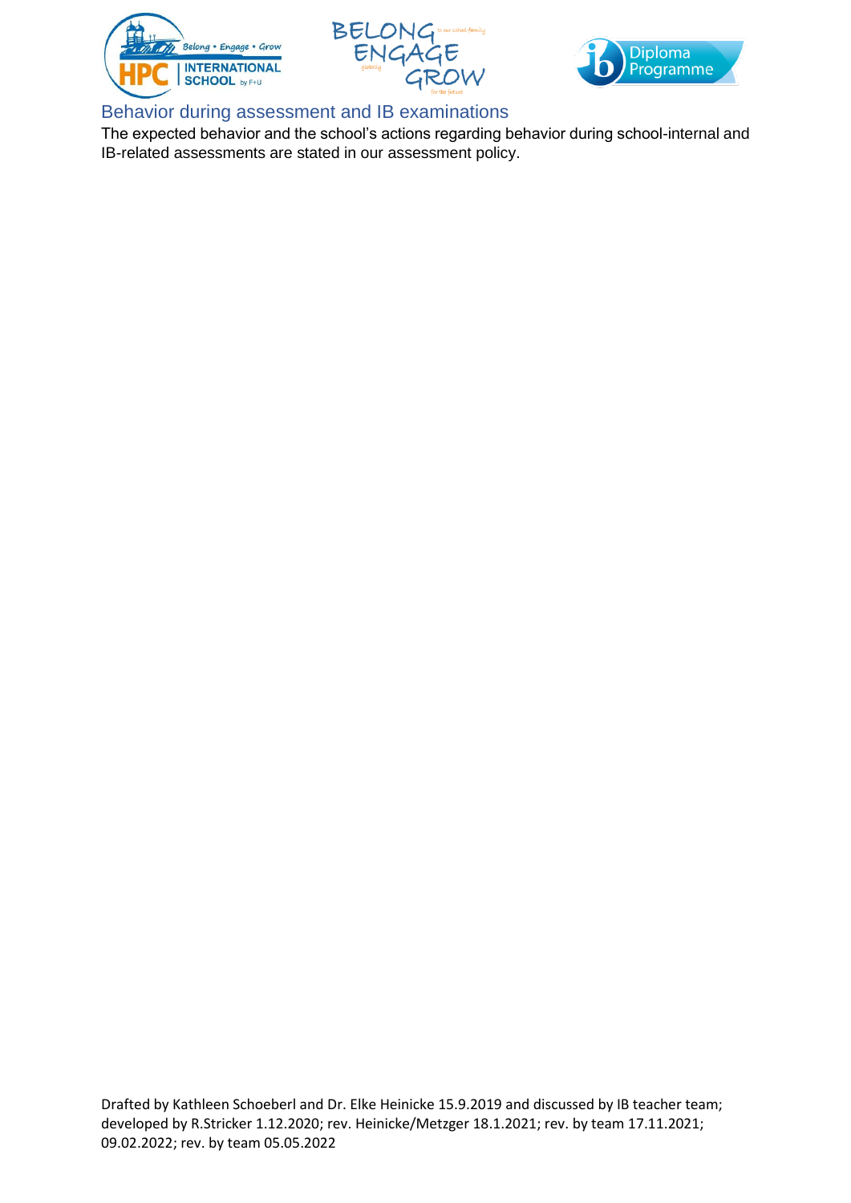## Behavior during assessment and IB examinations

The expected behavior and the school's actions regarding behavior during school-internal and IB-related assessments are stated in our assessment policy.

Drafted by Kathleen Schoeberl and Dr. Elke Heinicke 15.9.2019 and discussed by IB teacher team; developed by R.Stricker 1.12.2020; rev. Heinicke/Metzger 18.1.2021; rev. by team 17.11.2021; 09.02.2022; rev. by team 05.05.2022